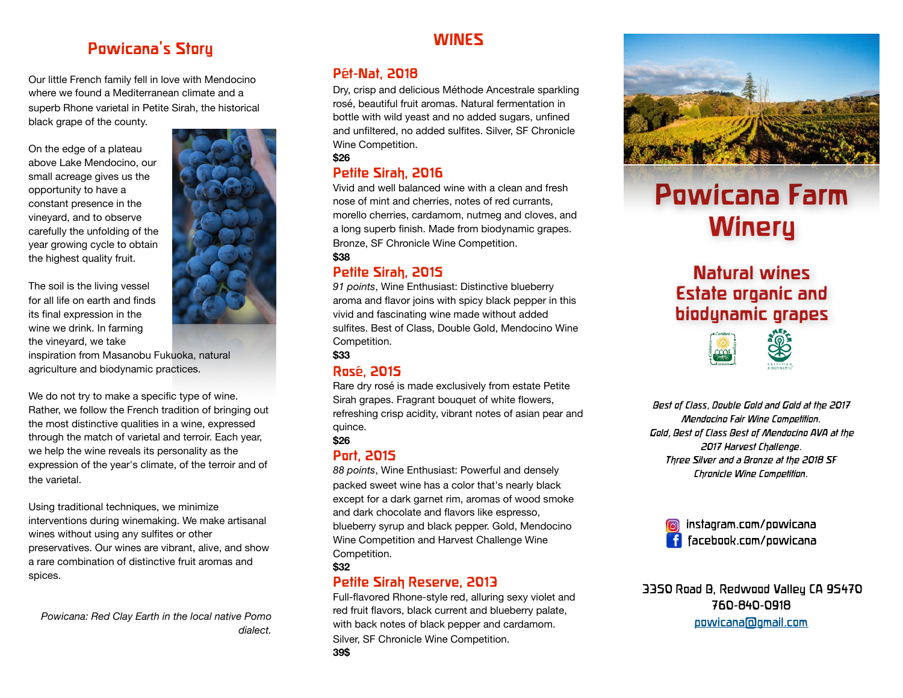## Powicana's Story

Our little French family fell in love with Mendocino where we found a Mediterranean climate and a superb Rhone varietal in Petite Sirah, the historical black grape of the county.

On the edge of a plateau above Lake Mendocino, our small acreage gives us the opportunity to have a constant presence in the vineyard, and to observe carefully the unfolding of the year growing cycle to obtain the highest quality fruit.

The soil is the living vessel for all life on earth and finds its final expression in the wine we drink. In farming the vineyard, we take inspiration from Masanobu Fukuoka, natural agriculture and biodynamic practices.

We do not try to make a specific type of wine. Rather, we follow the French tradition of bringing out the most distinctive qualities in a wine, expressed through the match of varietal and terroir. Each year, we help the wine reveals its personality as the expression of the year's climate, of the terroir and of the varietal.

Using traditional techniques, we minimize interventions during winemaking. We make artisanal wines without using any sulfites or other preservatives. Our wines are vibrant, alive, and show a rare combination of distinctive fruit aromas and spices.

*Powicana: Red Clay Earth in the local native Pomo dialect.*

## WINES

### Pét-Nat, 2018

Dry, crisp and delicious Méthode Ancestrale sparkling rosé, beautiful fruit aromas. Natural fermentation in bottle with wild yeast and no added sugars, unfined and unfiltered, no added sulfites. Silver, SF Chronicle Wine Competition.

**$26**

### Petite Sirah, 2016

Vivid and well balanced wine with a clean and fresh nose of mint and cherries, notes of red currants, morello cherries, cardamom, nutmeg and cloves, and a long superb finish. Made from biodynamic grapes. Bronze, SF Chronicle Wine Competition.

**$38**

### Petite Sirah, 2015

*91 points*, Wine Enthusiast: Distinctive blueberry aroma and flavor joins with spicy black pepper in this vivid and fascinating wine made without added sulfites. Best of Class, Double Gold, Mendocino Wine Competition.

**$33**

### Rosé, 2015

Rare dry rosé is made exclusively from estate Petite Sirah grapes. Fragrant bouquet of white flowers, refreshing crisp acidity, vibrant notes of asian pear and quince.

**$26**

### Port, 2015

*88 points*, Wine Enthusiast: Powerful and densely packed sweet wine has a color that's nearly black except for a dark garnet rim, aromas of wood smoke and dark chocolate and flavors like espresso, blueberry syrup and black pepper. Gold, Mendocino Wine Competition and Harvest Challenge Wine Competition.

**$32**

### Petite Sirah Reserve, 2013

Full-flavored Rhone-style red, alluring sexy violet and red fruit flavors, black current and blueberry palate, with back notes of black pepper and cardamom. Silver, SF Chronicle Wine Competition.

**39$**

# Powicana Farm Winery

## Natural wines
## Estate organic and biodynamic grapes

*Best of Class, Double Gold and Gold at the 2017 Mendocino Fair Wine Competition.*
*Gold, Best of Class Best of Mendocino AVA at the 2017 Harvest Challenge.*
*Three Silver and a Bronze at the 2018 SF Chronicle Wine Competition.*

instagram.com/powicana
facebook.com/powicana

3350 Road B, Redwood Valley CA 95470
760-840-0918
powicana@gmail.com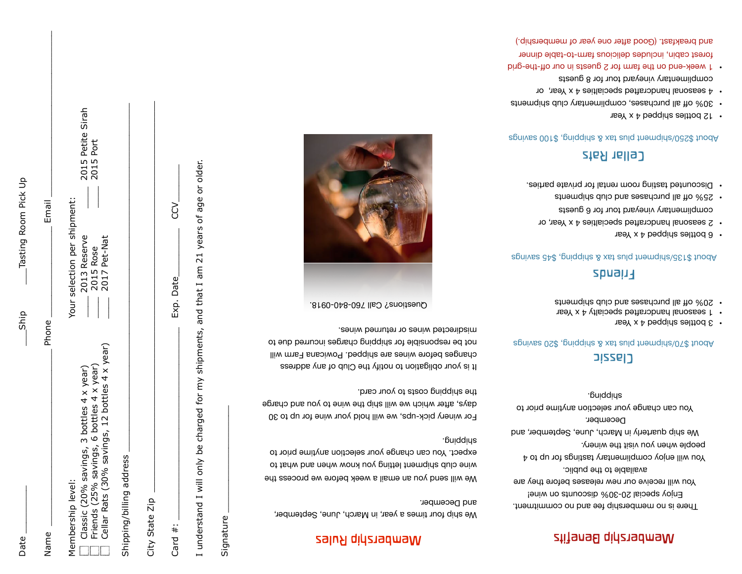# Membership Benefits

There is no membership fee and no commitment.

Enjoy special 20-30% discounts on wine!

You will receive our new releases before they are available to the public.

You will enjoy complimentary tastings for up to 4 people when you visit the winery.

We ship quarterly in March, June, September, and December.

You can change your selection anytime prior to shipping.

## Classic

About $70/shipment plus tax & shipping, $20 savings

- 3 bottles shipped 4 x Year
- 1 seasonal handcrafted specialty 4 x Year
- 20% off all purchases and club shipments

## Friends

About $135/shipment plus tax & shipping, $45 savings

- 6 bottles shipped 4 x Year
- 2 seasonal handcrafted specialties 4 x Year, or complimentary vineyard tour for 6 guests
- 25% off all purchases and club shipments
- Discounted tasting room rental for private parties.

## Cellar Rats

About $250/shipment plus tax & shipping, $100 savings

- 12 bottles shipped 4 x Year
- 30% off all purchases, complimentary club shipments
- 4 seasonal handcrafted specialties 4 x Year, or complimentary vineyard tour for 8 guests
- 1 week-end on the farm for 2 guests in our off-the-grid forest cabin, includes delicious farm-to-table dinner and breakfast. (Good after one year of membership.)

# Membership Rules

We ship four times a year, in March, June, September, and December.

We will send you an email a week before we process the wine club shipment letting you know when and what to expect. You can change your selection anytime prior to shipping.

For winery pick-ups, we will hold your wine for up to 30 days, after which we will ship the wine to you and charge the shipping costs to your card.

It is your obligation to notify the Club of any address changes before wines are shipped. Powicana Farm will not be responsible for shipping charges incurred due to misdirected wines or returned wines.

Questions? Call 760-840-0918.

Date ________ ____Ship ____Tasting Room Pick Up

Name ________________ Phone ________________ Email ________________

Membership level:

☐ Classic (20% savings, 3 bottles 4 x year)
☐ Friends (25% savings, 6 bottles 4 x year)
☐ Cellar Rats (30% savings, 12 bottles 4 x year)

Your selection per shipment:

___ 2013 Reserve ___ 2015 Petite Sirah
___ 2015 Rose ___ 2015 Port
___ 2017 Pet-Nat

Shipping/billing address ________________________________

City State Zip ________________________________

Card #: ________________ Exp. Date________ CCV________

I understand I will only be charged for my shipments, and that I am 21 years of age or older.

Signature ________________________________